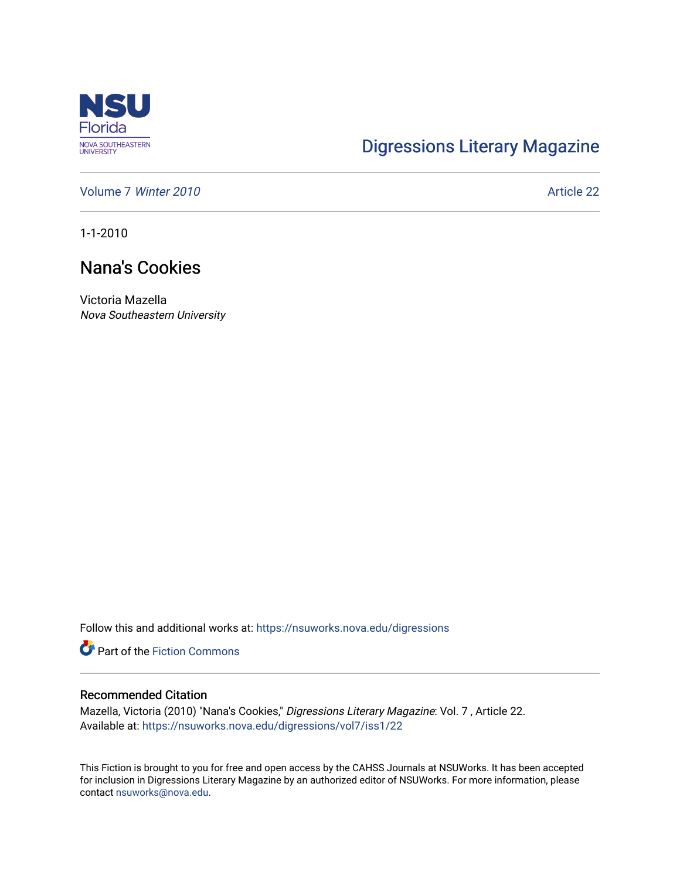Digressions Literary Magazine

Volume 7 *Winter 2010* Article 22

1-1-2010

# Nana's Cookies

Victoria Mazella
*Nova Southeastern University*

Follow this and additional works at: https://nsuworks.nova.edu/digressions

Part of the Fiction Commons

## Recommended Citation

Mazella, Victoria (2010) "Nana's Cookies," *Digressions Literary Magazine*: Vol. 7 , Article 22.
Available at: https://nsuworks.nova.edu/digressions/vol7/iss1/22

This Fiction is brought to you for free and open access by the CAHSS Journals at NSUWorks. It has been accepted for inclusion in Digressions Literary Magazine by an authorized editor of NSUWorks. For more information, please contact nsuworks@nova.edu.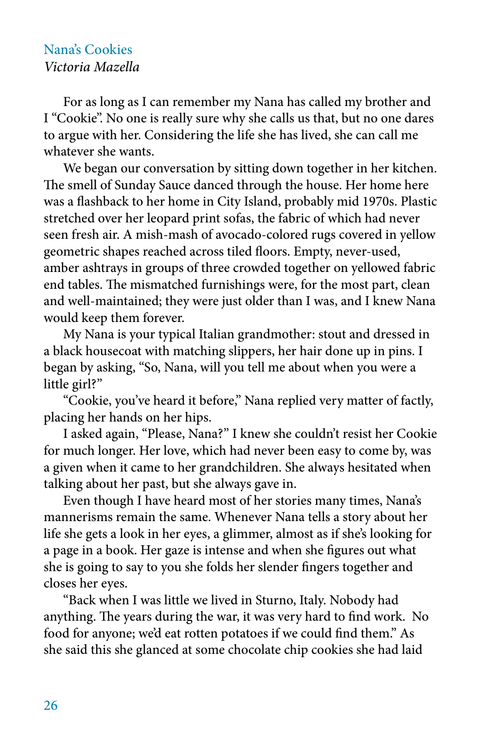## Nana's Cookies

*Victoria Mazella*

For as long as I can remember my Nana has called my brother and I "Cookie". No one is really sure why she calls us that, but no one dares to argue with her. Considering the life she has lived, she can call me whatever she wants.

We began our conversation by sitting down together in her kitchen. The smell of Sunday Sauce danced through the house. Her home here was a flashback to her home in City Island, probably mid 1970s. Plastic stretched over her leopard print sofas, the fabric of which had never seen fresh air. A mish-mash of avocado-colored rugs covered in yellow geometric shapes reached across tiled floors. Empty, never-used, amber ashtrays in groups of three crowded together on yellowed fabric end tables. The mismatched furnishings were, for the most part, clean and well-maintained; they were just older than I was, and I knew Nana would keep them forever.

My Nana is your typical Italian grandmother: stout and dressed in a black housecoat with matching slippers, her hair done up in pins. I began by asking, "So, Nana, will you tell me about when you were a little girl?"

"Cookie, you've heard it before," Nana replied very matter of factly, placing her hands on her hips.

I asked again, "Please, Nana?" I knew she couldn't resist her Cookie for much longer. Her love, which had never been easy to come by, was a given when it came to her grandchildren. She always hesitated when talking about her past, but she always gave in.

Even though I have heard most of her stories many times, Nana's mannerisms remain the same. Whenever Nana tells a story about her life she gets a look in her eyes, a glimmer, almost as if she's looking for a page in a book. Her gaze is intense and when she figures out what she is going to say to you she folds her slender fingers together and closes her eyes.

"Back when I was little we lived in Sturno, Italy. Nobody had anything. The years during the war, it was very hard to find work. No food for anyone; we'd eat rotten potatoes if we could find them." As she said this she glanced at some chocolate chip cookies she had laid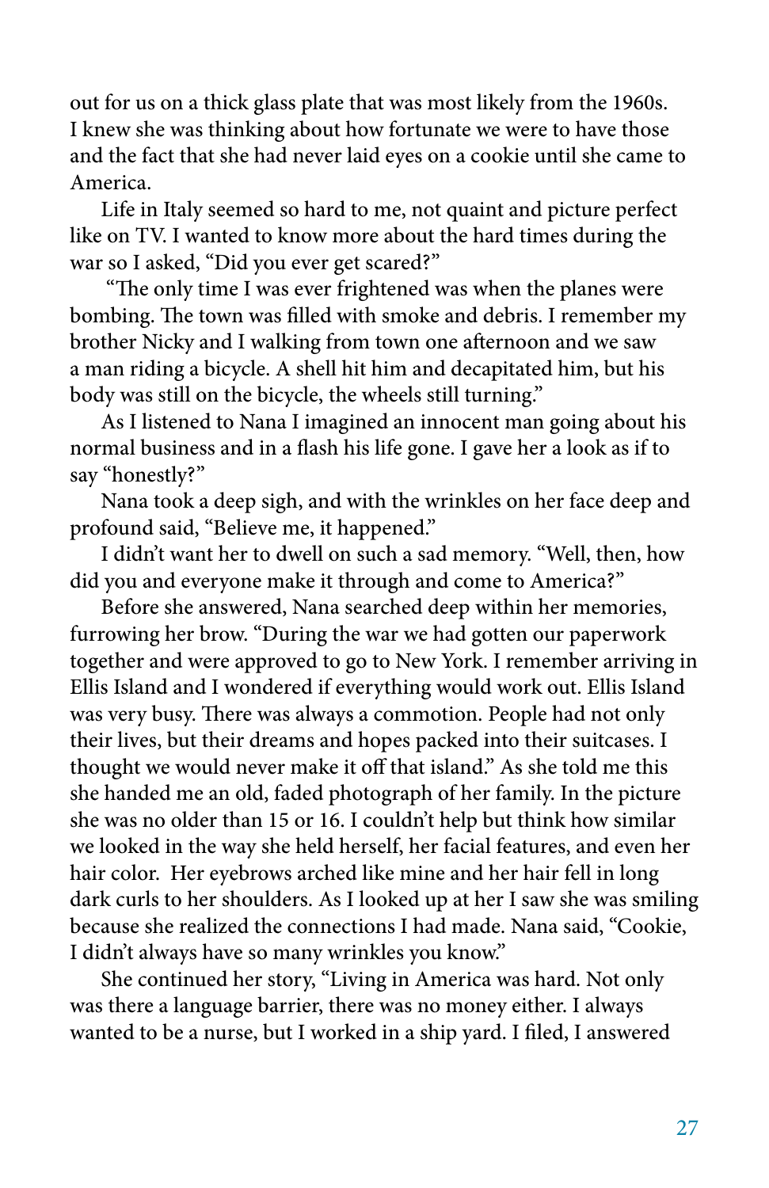out for us on a thick glass plate that was most likely from the 1960s. I knew she was thinking about how fortunate we were to have those and the fact that she had never laid eyes on a cookie until she came to America.

Life in Italy seemed so hard to me, not quaint and picture perfect like on TV. I wanted to know more about the hard times during the war so I asked, "Did you ever get scared?"

"The only time I was ever frightened was when the planes were bombing. The town was filled with smoke and debris. I remember my brother Nicky and I walking from town one afternoon and we saw a man riding a bicycle. A shell hit him and decapitated him, but his body was still on the bicycle, the wheels still turning."

As I listened to Nana I imagined an innocent man going about his normal business and in a flash his life gone. I gave her a look as if to say "honestly?"

Nana took a deep sigh, and with the wrinkles on her face deep and profound said, "Believe me, it happened."

I didn't want her to dwell on such a sad memory. "Well, then, how did you and everyone make it through and come to America?"

Before she answered, Nana searched deep within her memories, furrowing her brow. "During the war we had gotten our paperwork together and were approved to go to New York. I remember arriving in Ellis Island and I wondered if everything would work out. Ellis Island was very busy. There was always a commotion. People had not only their lives, but their dreams and hopes packed into their suitcases. I thought we would never make it off that island." As she told me this she handed me an old, faded photograph of her family. In the picture she was no older than 15 or 16. I couldn't help but think how similar we looked in the way she held herself, her facial features, and even her hair color. Her eyebrows arched like mine and her hair fell in long dark curls to her shoulders. As I looked up at her I saw she was smiling because she realized the connections I had made. Nana said, "Cookie, I didn't always have so many wrinkles you know."

She continued her story, "Living in America was hard. Not only was there a language barrier, there was no money either. I always wanted to be a nurse, but I worked in a ship yard. I filed, I answered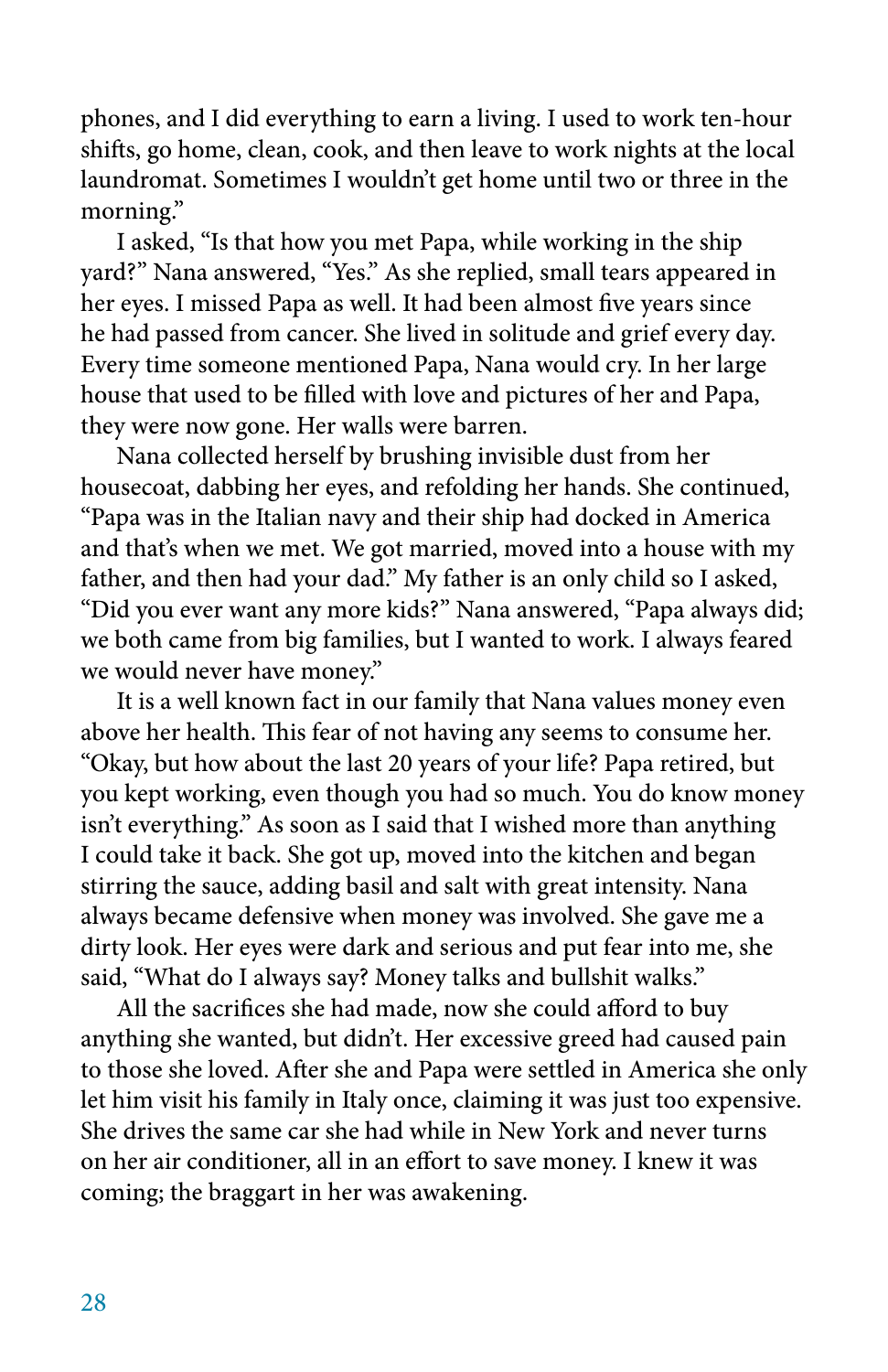phones, and I did everything to earn a living. I used to work ten-hour shifts, go home, clean, cook, and then leave to work nights at the local laundromat. Sometimes I wouldn't get home until two or three in the morning."

I asked, "Is that how you met Papa, while working in the ship yard?" Nana answered, "Yes." As she replied, small tears appeared in her eyes. I missed Papa as well. It had been almost five years since he had passed from cancer. She lived in solitude and grief every day. Every time someone mentioned Papa, Nana would cry. In her large house that used to be filled with love and pictures of her and Papa, they were now gone. Her walls were barren.

Nana collected herself by brushing invisible dust from her housecoat, dabbing her eyes, and refolding her hands. She continued, "Papa was in the Italian navy and their ship had docked in America and that's when we met. We got married, moved into a house with my father, and then had your dad." My father is an only child so I asked, "Did you ever want any more kids?" Nana answered, "Papa always did; we both came from big families, but I wanted to work. I always feared we would never have money."

It is a well known fact in our family that Nana values money even above her health. This fear of not having any seems to consume her. "Okay, but how about the last 20 years of your life? Papa retired, but you kept working, even though you had so much. You do know money isn't everything." As soon as I said that I wished more than anything I could take it back. She got up, moved into the kitchen and began stirring the sauce, adding basil and salt with great intensity. Nana always became defensive when money was involved. She gave me a dirty look. Her eyes were dark and serious and put fear into me, she said, "What do I always say? Money talks and bullshit walks."

All the sacrifices she had made, now she could afford to buy anything she wanted, but didn't. Her excessive greed had caused pain to those she loved. After she and Papa were settled in America she only let him visit his family in Italy once, claiming it was just too expensive. She drives the same car she had while in New York and never turns on her air conditioner, all in an effort to save money. I knew it was coming; the braggart in her was awakening.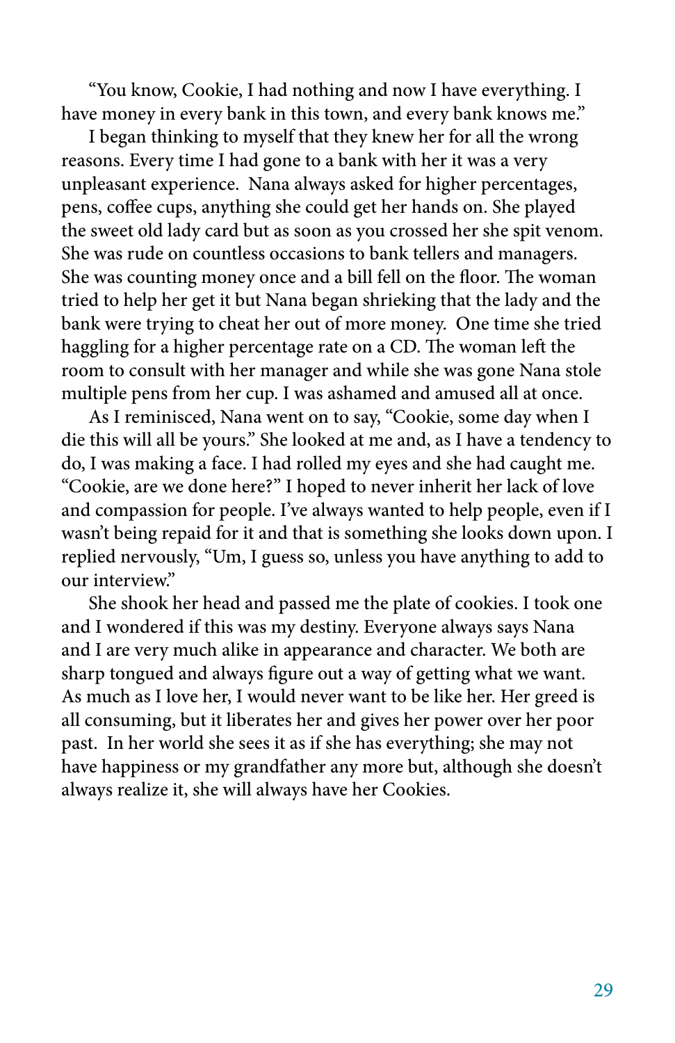"You know, Cookie, I had nothing and now I have everything. I have money in every bank in this town, and every bank knows me."

I began thinking to myself that they knew her for all the wrong reasons. Every time I had gone to a bank with her it was a very unpleasant experience. Nana always asked for higher percentages, pens, coffee cups, anything she could get her hands on. She played the sweet old lady card but as soon as you crossed her she spit venom. She was rude on countless occasions to bank tellers and managers. She was counting money once and a bill fell on the floor. The woman tried to help her get it but Nana began shrieking that the lady and the bank were trying to cheat her out of more money. One time she tried haggling for a higher percentage rate on a CD. The woman left the room to consult with her manager and while she was gone Nana stole multiple pens from her cup. I was ashamed and amused all at once.

As I reminisced, Nana went on to say, "Cookie, some day when I die this will all be yours." She looked at me and, as I have a tendency to do, I was making a face. I had rolled my eyes and she had caught me. "Cookie, are we done here?" I hoped to never inherit her lack of love and compassion for people. I've always wanted to help people, even if I wasn't being repaid for it and that is something she looks down upon. I replied nervously, "Um, I guess so, unless you have anything to add to our interview."

She shook her head and passed me the plate of cookies. I took one and I wondered if this was my destiny. Everyone always says Nana and I are very much alike in appearance and character. We both are sharp tongued and always figure out a way of getting what we want. As much as I love her, I would never want to be like her. Her greed is all consuming, but it liberates her and gives her power over her poor past. In her world she sees it as if she has everything; she may not have happiness or my grandfather any more but, although she doesn't always realize it, she will always have her Cookies.